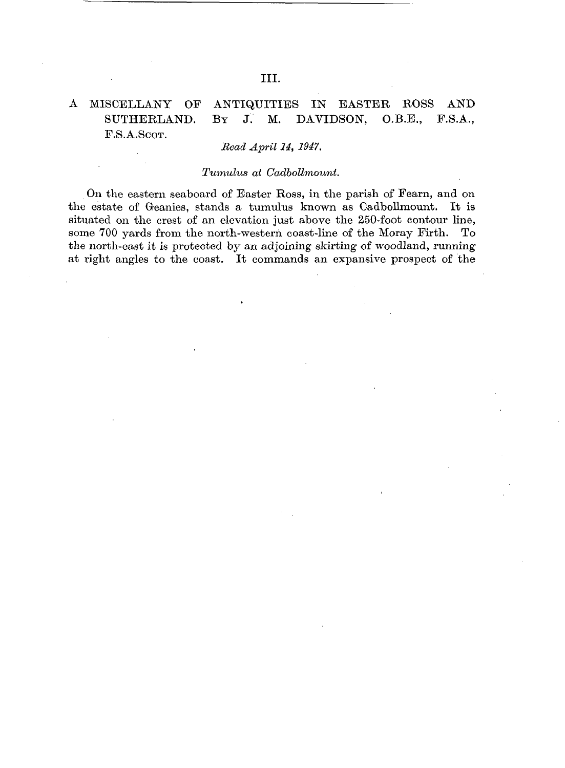## III.

# A MISCELLANY OF ANTIQUITIES IN EASTER ROSS AND SUTHERLAND. By J. M. DAVIDSON, O.B.E., F.S.A., F.S.A.Scot.

*Read April 14, 1947.*

### *Tumulus at Cadbollmount.*

On the eastern seaboard of Easter Ross, in the parish of Fearn, and on the estate of Geanies, stands a tumulus known as Cadbollmount. It is situated on the crest of an elevation just above the 250-foot contour line, some 700 yards from the north-western coast-line of the Moray Firth. To the north-east it is protected by an adjoining skirting of woodland, running at right angles to the coast. It commands an expansive prospect of the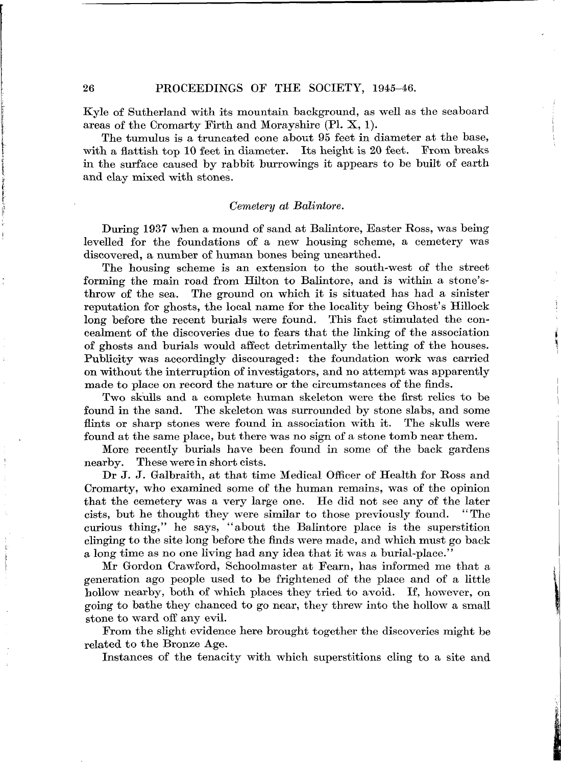Kyle of Sutherland with its mountain background, as well as the seaboard areas of the Cromarty Firth and Morayshire (Pl. X, 1).

The tumulus is a truncated cone about 95 feet in diameter at the base, with a flattish top 10 feet in diameter. Its height is 20 feet. From breaks in the surface caused by rabbit burrowings it appears to be built of earth and clay mixed with stones.

### *Cemetery at Balintore.*

During 1937 when a mound of sand at Balintore, Easter Ross, was being levelled for the foundations of a new housing scheme, a cemetery was discovered, a number of human bones being unearthed.

The housing scheme is an extension to the south-west of the street forming the main road from Hilton to Balintore, and is within a stone's-throw of the sea. The ground on which it is situated has had a sinister reputation for ghosts, the local name for the locality being Ghost's Hillock long before the recent burials were found. This fact stimulated the concealment of the discoveries due to fears that the linking of the association of ghosts and burials would affect detrimentally the letting of the houses. Publicity was accordingly discouraged: the foundation work was carried on without the interruption of investigators, and no attempt was apparently made to place on record the nature or the circumstances of the finds.

Two skulls and a complete human skeleton were the first relics to be found in the sand. The skeleton was surrounded by stone slabs, and some flints or sharp stones were found in association with it. The skulls were found at the same place, but there was no sign of a stone tomb near them.

More recently burials have been found in some of the back gardens nearby. These were in short cists.

Dr J. J. Galbraith, at that time Medical Officer of Health for Ross and Cromarty, who examined some of the human remains, was of the opinion that the cemetery was a very large one. He did not see any of the later cists, but he thought they were similar to those previously found. "The curious thing," he says, "about the Balintore place is the superstition clinging to the site long before the finds were made, and which must go back a long time as no one living had any idea that it was a burial-place."

Mr Gordon Crawford, Schoolmaster at Fearn, has informed me that a generation ago people used to be frightened of the place and of a little hollow nearby, both of which places they tried to avoid. If, however, on going to bathe they chanced to go near, they threw into the hollow a small stone to ward off any evil.

From the slight evidence here brought together the discoveries might be related to the Bronze Age.

Instances of the tenacity with which superstitions cling to a site and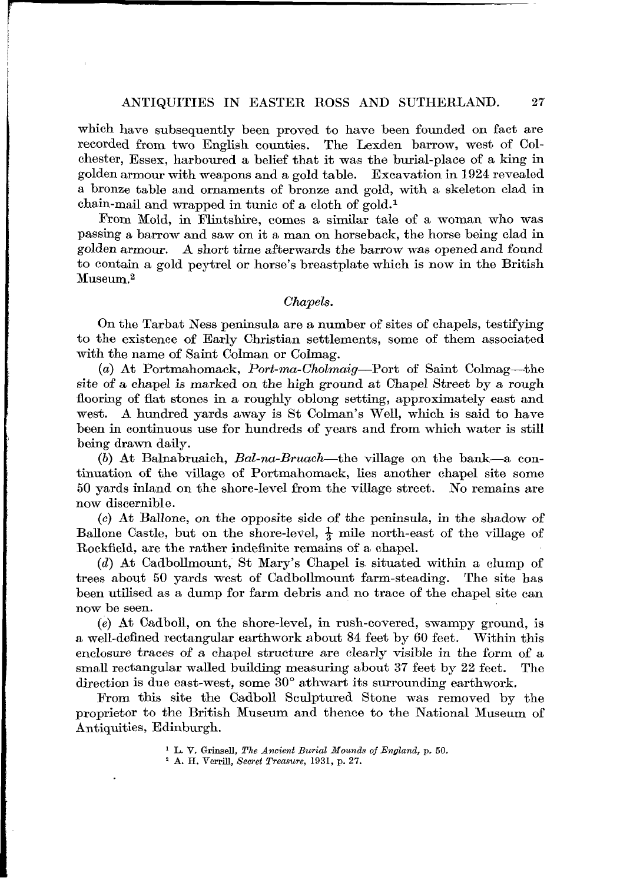which have subsequently been proved to have been founded on fact are recorded from two English counties. The Lexden barrow, west of Colchester, Essex, harboured a belief that it was the burial-place of a king in golden armour with weapons and a gold table. Excavation in 1924 revealed a bronze table and ornaments of bronze and gold, with a skeleton clad in chain-mail and wrapped in tunic of a cloth of gold.[1]

From Mold, in Flintshire, comes a similar tale of a woman who was passing a barrow and saw on it a man on horseback, the horse being clad in golden armour. A short time afterwards the barrow was opened and found to contain a gold peytrel or horse's breastplate which is now in the British Museum.[2]

### *Chapels.*

On the Tarbat Ness peninsula are a number of sites of chapels, testifying to the existence of Early Christian settlements, some of them associated with the name of Saint Colman or Colmag.

(*a*) At Portmahomack, *Port-ma-Cholmaig*—Port of Saint Colmag—the site of a chapel is marked on the high ground at Chapel Street by a rough flooring of flat stones in a roughly oblong setting, approximately east and west. A hundred yards away is St Colman's Well, which is said to have been in continuous use for hundreds of years and from which water is still being drawn daily.

(*b*) At Balnabruaich, *Bal-na-Bruach*—the village on the bank—a continuation of the village of Portmahomack, lies another chapel site some 50 yards inland on the shore-level from the village street. No remains are now discernible.

(*c*) At Ballone, on the opposite side of the peninsula, in the shadow of Ballone Castle, but on the shore-level, $\frac{1}{3}$ mile north-east of the village of Rockfield, are the rather indefinite remains of a chapel.

(*d*) At Cadbollmount, St Mary's Chapel is situated within a clump of trees about 50 yards west of Cadbollmount farm-steading. The site has been utilised as a dump for farm debris and no trace of the chapel site can now be seen.

(*e*) At Cadboll, on the shore-level, in rush-covered, swampy ground, is a well-defined rectangular earthwork about 84 feet by 60 feet. Within this enclosure traces of a chapel structure are clearly visible in the form of a small rectangular walled building measuring about 37 feet by 22 feet. The direction is due east-west, some 30° athwart its surrounding earthwork.

From this site the Cadboll Sculptured Stone was removed by the proprietor to the British Museum and thence to the National Museum of Antiquities, Edinburgh.

[1] L. V. Grinsell, *The Ancient Burial Mounds of England*, p. 50.

[2] A. H. Verrill, *Secret Treasure*, 1931, p. 27.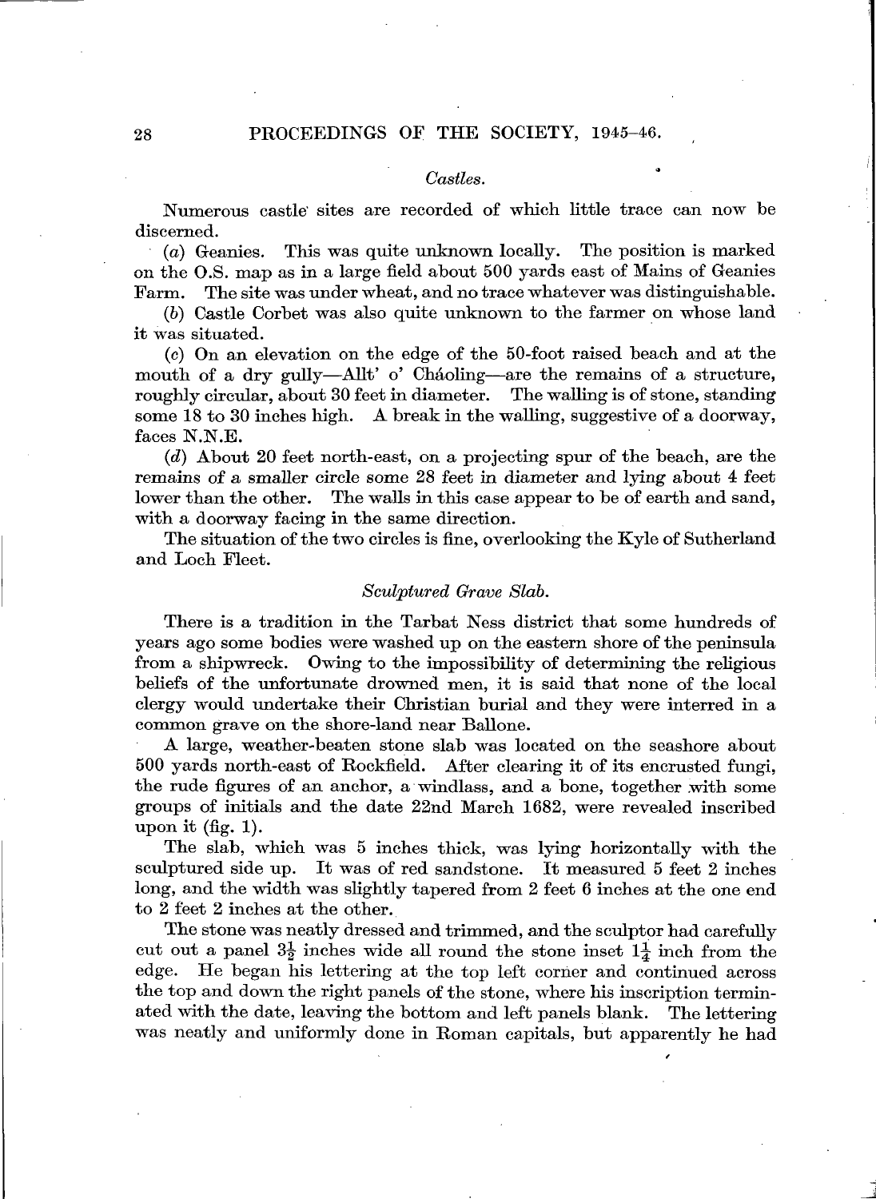*Castles.*

Numerous castle sites are recorded of which little trace can now be discerned.

(*a*) Geanies. This was quite unknown locally. The position is marked on the O.S. map as in a large field about 500 yards east of Mains of Geanies Farm. The site was under wheat, and no trace whatever was distinguishable.

(*b*) Castle Corbet was also quite unknown to the farmer on whose land it was situated.

(*c*) On an elevation on the edge of the 50-foot raised beach and at the mouth of a dry gully—Allt' o' Cháoling—are the remains of a structure, roughly circular, about 30 feet in diameter. The walling is of stone, standing some 18 to 30 inches high. A break in the walling, suggestive of a doorway, faces N.N.E.

(*d*) About 20 feet north-east, on a projecting spur of the beach, are the remains of a smaller circle some 28 feet in diameter and lying about 4 feet lower than the other. The walls in this case appear to be of earth and sand, with a doorway facing in the same direction.

The situation of the two circles is fine, overlooking the Kyle of Sutherland and Loch Fleet.

*Sculptured Grave Slab.*

There is a tradition in the Tarbat Ness district that some hundreds of years ago some bodies were washed up on the eastern shore of the peninsula from a shipwreck. Owing to the impossibility of determining the religious beliefs of the unfortunate drowned men, it is said that none of the local clergy would undertake their Christian burial and they were interred in a common grave on the shore-land near Ballone.

A large, weather-beaten stone slab was located on the seashore about 500 yards north-east of Rockfield. After clearing it of its encrusted fungi, the rude figures of an anchor, a windlass, and a bone, together with some groups of initials and the date 22nd March 1682, were revealed inscribed upon it (fig. 1).

The slab, which was 5 inches thick, was lying horizontally with the sculptured side up. It was of red sandstone. It measured 5 feet 2 inches long, and the width was slightly tapered from 2 feet 6 inches at the one end to 2 feet 2 inches at the other.

The stone was neatly dressed and trimmed, and the sculptor had carefully cut out a panel $3\frac{1}{2}$ inches wide all round the stone inset $1\frac{1}{4}$ inch from the edge. He began his lettering at the top left corner and continued across the top and down the right panels of the stone, where his inscription terminated with the date, leaving the bottom and left panels blank. The lettering was neatly and uniformly done in Roman capitals, but apparently he had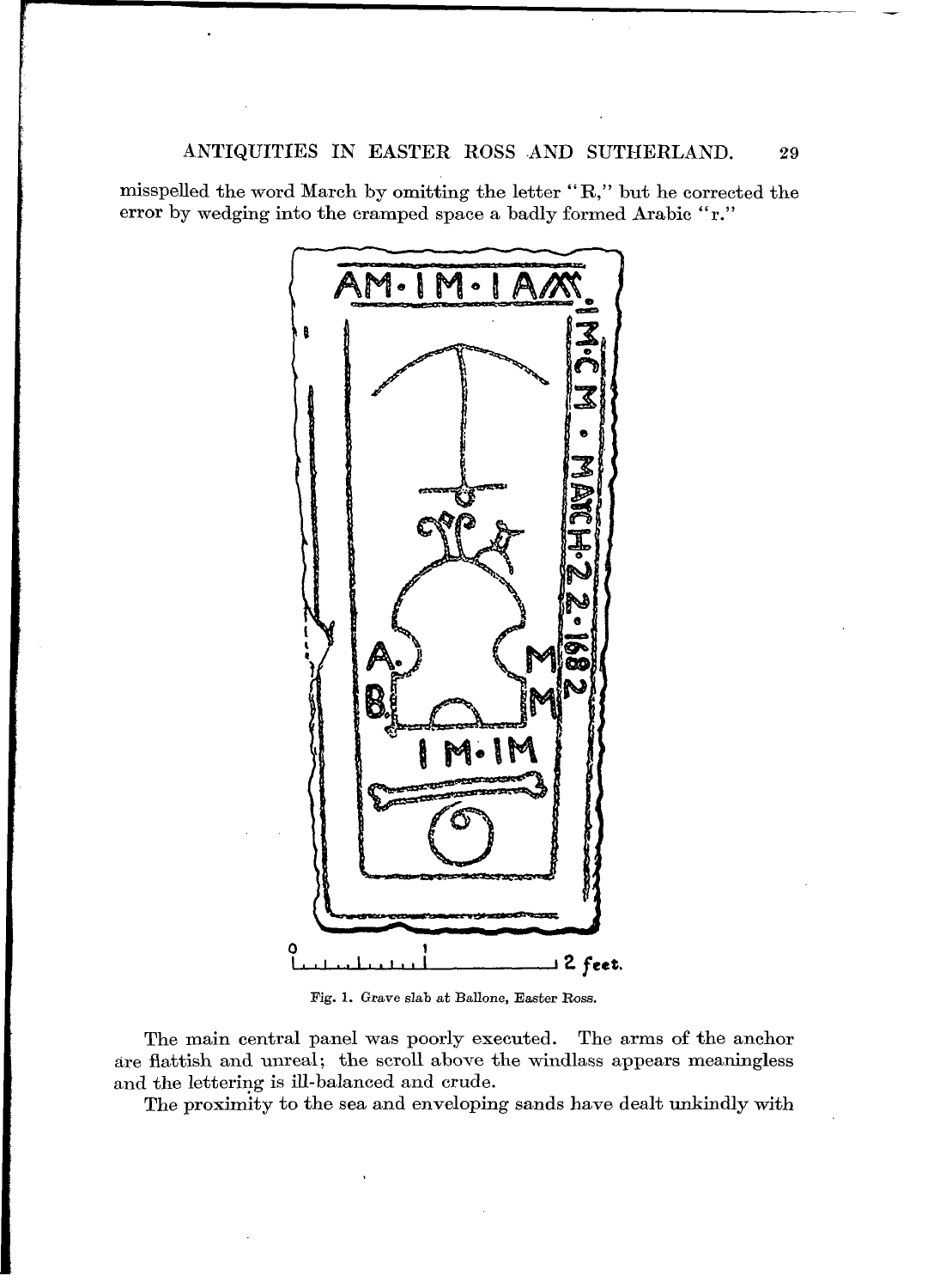misspelled the word March by omitting the letter "R," but he corrected the error by wedging into the cramped space a badly formed Arabic "r."

Fig. 1. Grave slab at Ballone, Easter Ross.

The main central panel was poorly executed. The arms of the anchor are flattish and unreal; the scroll above the windlass appears meaningless and the lettering is ill-balanced and crude.

The proximity to the sea and enveloping sands have dealt unkindly with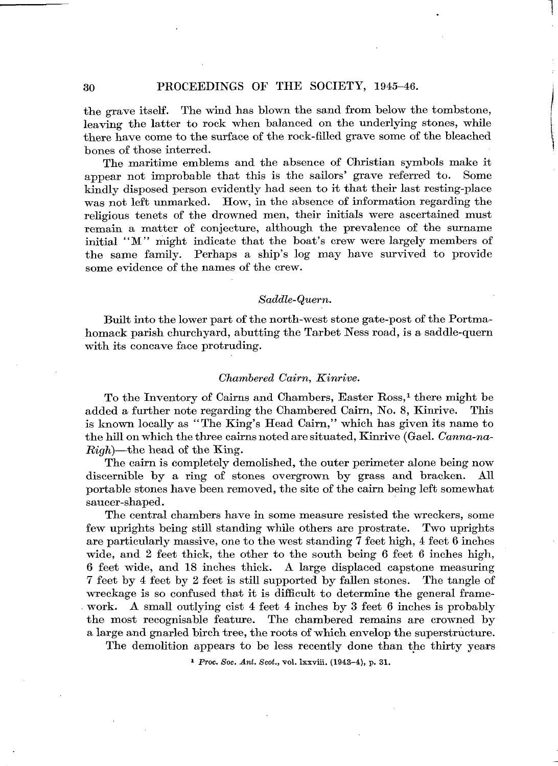the grave itself. The wind has blown the sand from below the tombstone, leaving the latter to rock when balanced on the underlying stones, while there have come to the surface of the rock-filled grave some of the bleached bones of those interred.

The maritime emblems and the absence of Christian symbols make it appear not improbable that this is the sailors' grave referred to. Some kindly disposed person evidently had seen to it that their last resting-place was not left unmarked. How, in the absence of information regarding the religious tenets of the drowned men, their initials were ascertained must remain a matter of conjecture, although the prevalence of the surname initial "M" might indicate that the boat's crew were largely members of the same family. Perhaps a ship's log may have survived to provide some evidence of the names of the crew.

### *Saddle-Quern.*

Built into the lower part of the north-west stone gate-post of the Portmahomack parish churchyard, abutting the Tarbet Ness road, is a saddle-quern with its concave face protruding.

### *Chambered Cairn, Kinrive.*

To the Inventory of Cairns and Chambers, Easter Ross,[1] there might be added a further note regarding the Chambered Cairn, No. 8, Kinrive. This is known locally as "The King's Head Cairn," which has given its name to the hill on which the three cairns noted are situated, Kinrive (Gael. *Canna-na-Righ*)—the head of the King.

The cairn is completely demolished, the outer perimeter alone being now discernible by a ring of stones overgrown by grass and bracken. All portable stones have been removed, the site of the cairn being left somewhat saucer-shaped.

The central chambers have in some measure resisted the wreckers, some few uprights being still standing while others are prostrate. Two uprights are particularly massive, one to the west standing 7 feet high, 4 feet 6 inches wide, and 2 feet thick, the other to the south being 6 feet 6 inches high, 6 feet wide, and 18 inches thick. A large displaced capstone measuring 7 feet by 4 feet by 2 feet is still supported by fallen stones. The tangle of wreckage is so confused that it is difficult to determine the general framework. A small outlying cist 4 feet 4 inches by 3 feet 6 inches is probably the most recognisable feature. The chambered remains are crowned by a large and gnarled birch tree, the roots of which envelop the superstructure.

The demolition appears to be less recently done than the thirty years

[1] *Proc. Soc. Ant. Scot.*, vol. lxxviii. (1943–4), p. 31.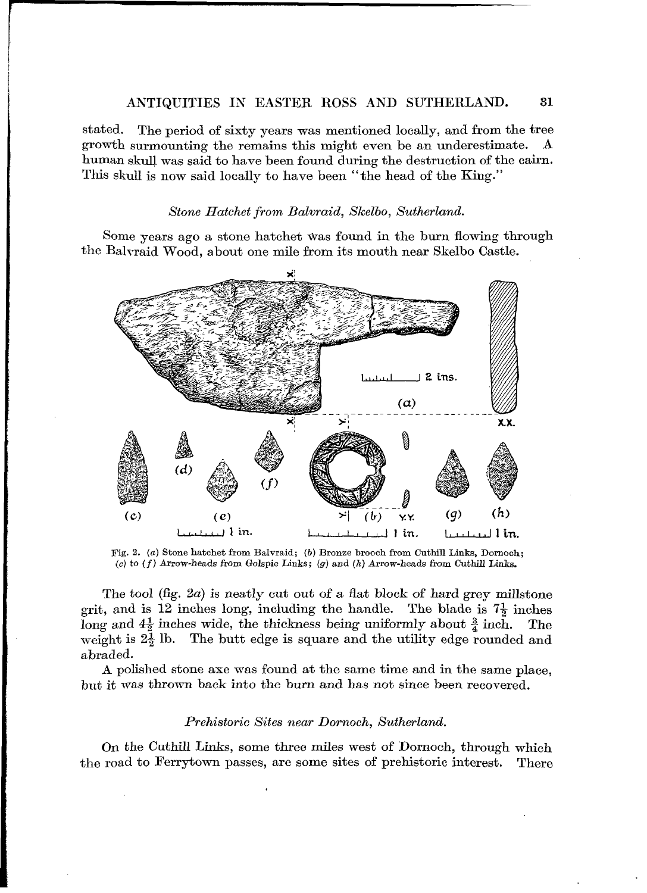stated. The period of sixty years was mentioned locally, and from the tree growth surmounting the remains this might even be an underestimate. A human skull was said to have been found during the destruction of the cairn. This skull is now said locally to have been "the head of the King."

### *Stone Hatchet from Balvraid, Skelbo, Sutherland.*

Some years ago a stone hatchet was found in the burn flowing through the Balvraid Wood, about one mile from its mouth near Skelbo Castle.

Fig. 2. (*a*) Stone hatchet from Balvraid; (*b*) Bronze brooch from Cuthill Links, Dornoch; (*c*) to (*f*) Arrow-heads from Golspie Links; (*g*) and (*h*) Arrow-heads from Cuthill Links.

The tool (fig. 2*a*) is neatly cut out of a flat block of hard grey millstone grit, and is 12 inches long, including the handle. The blade is $7\frac{1}{2}$ inches long and $4\frac{1}{2}$ inches wide, the thickness being uniformly about $\frac{3}{4}$ inch. The weight is $2\frac{1}{2}$ lb. The butt edge is square and the utility edge rounded and abraded.

A polished stone axe was found at the same time and in the same place, but it was thrown back into the burn and has not since been recovered.

### *Prehistoric Sites near Dornoch, Sutherland.*

On the Cuthill Links, some three miles west of Dornoch, through which the road to Ferrytown passes, are some sites of prehistoric interest. There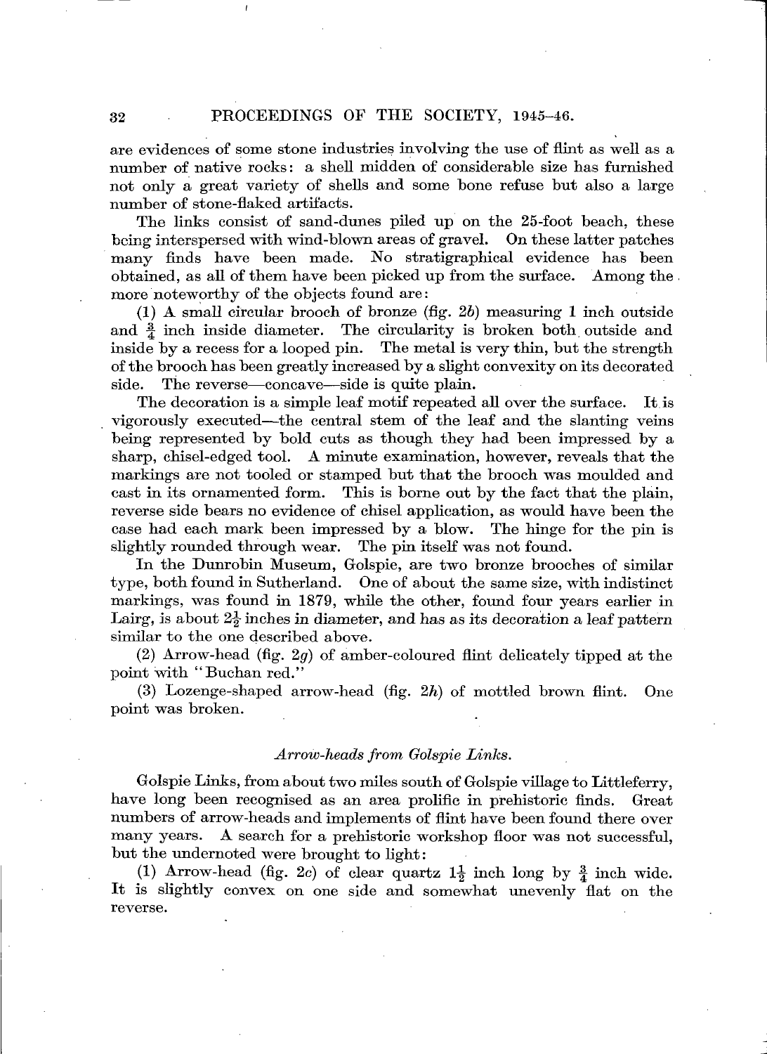are evidences of some stone industries involving the use of flint as well as a number of native rocks: a shell midden of considerable size has furnished not only a great variety of shells and some bone refuse but also a large number of stone-flaked artifacts.

The links consist of sand-dunes piled up on the 25-foot beach, these being interspersed with wind-blown areas of gravel. On these latter patches many finds have been made. No stratigraphical evidence has been obtained, as all of them have been picked up from the surface. Among the more noteworthy of the objects found are:

(1) A small circular brooch of bronze (fig. 2*b*) measuring 1 inch outside and $\frac{3}{4}$ inch inside diameter. The circularity is broken both outside and inside by a recess for a looped pin. The metal is very thin, but the strength of the brooch has been greatly increased by a slight convexity on its decorated side. The reverse—concave—side is quite plain.

The decoration is a simple leaf motif repeated all over the surface. It is vigorously executed—the central stem of the leaf and the slanting veins being represented by bold cuts as though they had been impressed by a sharp, chisel-edged tool. A minute examination, however, reveals that the markings are not tooled or stamped but that the brooch was moulded and cast in its ornamented form. This is borne out by the fact that the plain, reverse side bears no evidence of chisel application, as would have been the case had each mark been impressed by a blow. The hinge for the pin is slightly rounded through wear. The pin itself was not found.

In the Dunrobin Museum, Golspie, are two bronze brooches of similar type, both found in Sutherland. One of about the same size, with indistinct markings, was found in 1879, while the other, found four years earlier in Lairg, is about $2\frac{1}{2}$ inches in diameter, and has as its decoration a leaf pattern similar to the one described above.

(2) Arrow-head (fig. 2*g*) of amber-coloured flint delicately tipped at the point with "Buchan red."

(3) Lozenge-shaped arrow-head (fig. 2*h*) of mottled brown flint. One point was broken.

### *Arrow-heads from Golspie Links.*

Golspie Links, from about two miles south of Golspie village to Littleferry, have long been recognised as an area prolific in prehistoric finds. Great numbers of arrow-heads and implements of flint have been found there over many years. A search for a prehistoric workshop floor was not successful, but the undernoted were brought to light:

(1) Arrow-head (fig. 2*c*) of clear quartz $1\frac{1}{2}$ inch long by $\frac{3}{4}$ inch wide. It is slightly convex on one side and somewhat unevenly flat on the reverse.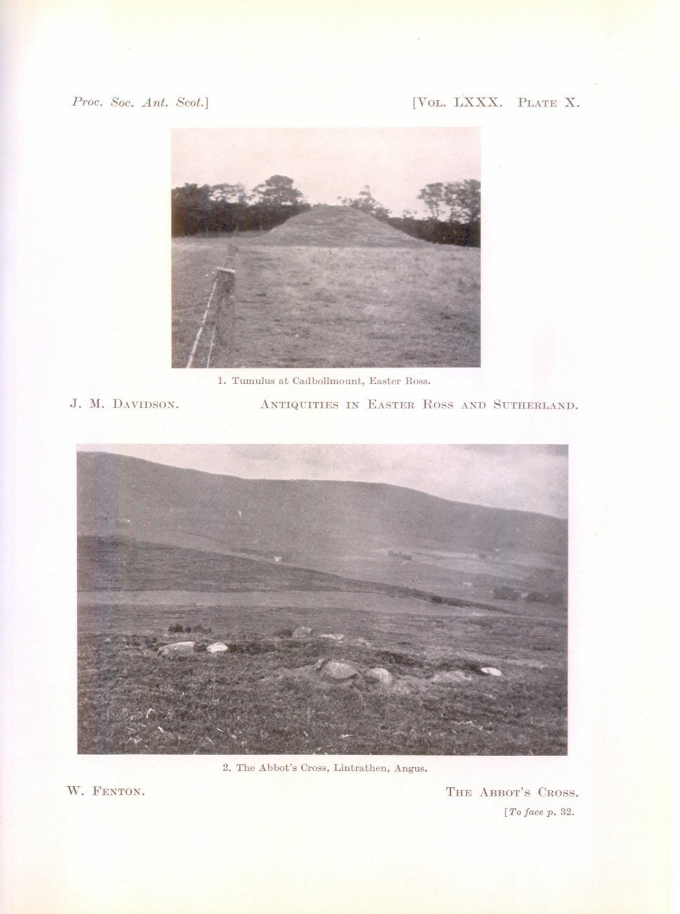1. Tumulus at Cadbollmount, Easter Ross.

J. M. Davidson. Antiquities in Easter Ross and Sutherland.

2. The Abbot's Cross, Lintrathen, Angus.

W. Fenton. The Abbot's Cross.

[*To face p.* 32.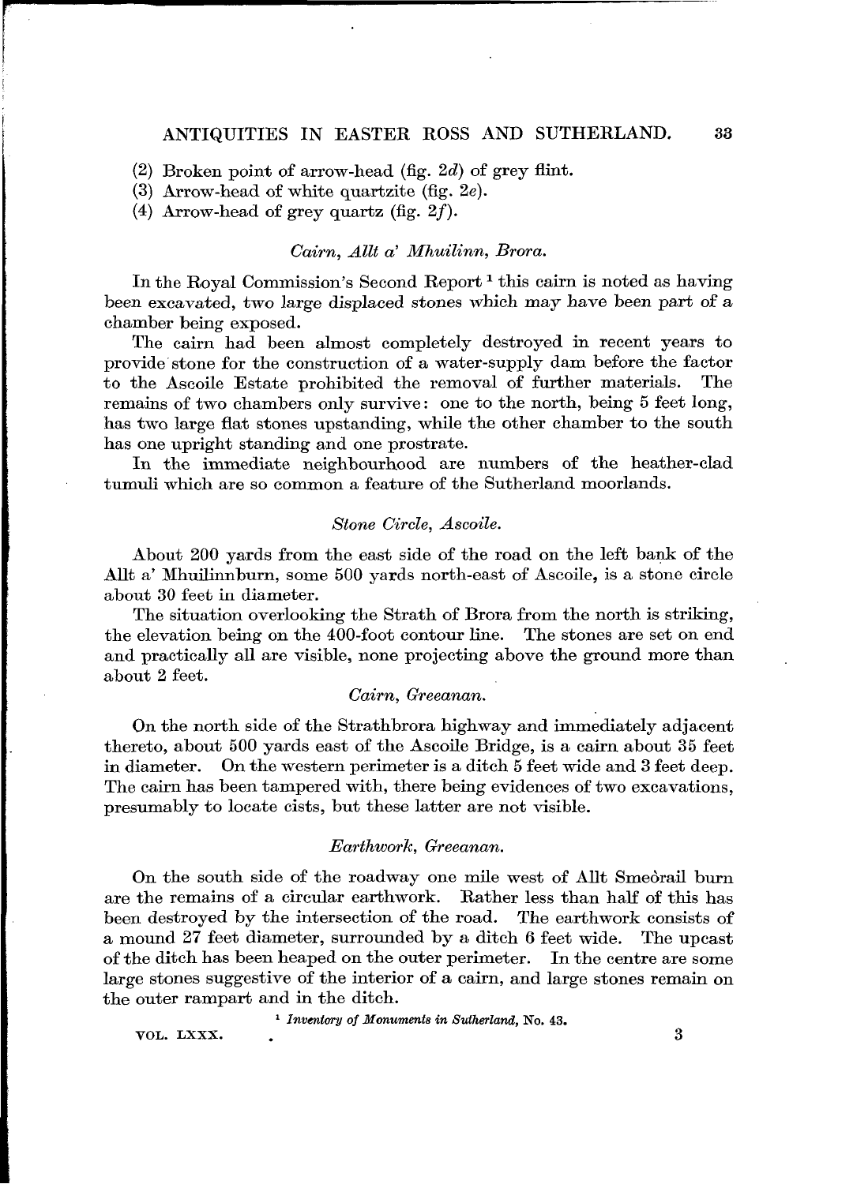(2) Broken point of arrow-head (fig. 2*d*) of grey flint.
(3) Arrow-head of white quartzite (fig. 2*e*).
(4) Arrow-head of grey quartz (fig. 2*f*).

### *Cairn, Allt a' Mhuilinn, Brora.*

In the Royal Commission's Second Report [1] this cairn is noted as having been excavated, two large displaced stones which may have been part of a chamber being exposed.

The cairn had been almost completely destroyed in recent years to provide stone for the construction of a water-supply dam before the factor to the Ascoile Estate prohibited the removal of further materials. The remains of two chambers only survive: one to the north, being 5 feet long, has two large flat stones upstanding, while the other chamber to the south has one upright standing and one prostrate.

In the immediate neighbourhood are numbers of the heather-clad tumuli which are so common a feature of the Sutherland moorlands.

### *Stone Circle, Ascoile.*

About 200 yards from the east side of the road on the left bank of the Allt a' Mhuilinnburn, some 500 yards north-east of Ascoile, is a stone circle about 30 feet in diameter.

The situation overlooking the Strath of Brora from the north is striking, the elevation being on the 400-foot contour line. The stones are set on end and practically all are visible, none projecting above the ground more than about 2 feet.

### *Cairn, Greeanan.*

On the north side of the Strathbrora highway and immediately adjacent thereto, about 500 yards east of the Ascoile Bridge, is a cairn about 35 feet in diameter. On the western perimeter is a ditch 5 feet wide and 3 feet deep. The cairn has been tampered with, there being evidences of two excavations, presumably to locate cists, but these latter are not visible.

### *Earthwork, Greeanan.*

On the south side of the roadway one mile west of Allt Smeòrail burn are the remains of a circular earthwork. Rather less than half of this has been destroyed by the intersection of the road. The earthwork consists of a mound 27 feet diameter, surrounded by a ditch 6 feet wide. The upcast of the ditch has been heaped on the outer perimeter. In the centre are some large stones suggestive of the interior of a cairn, and large stones remain on the outer rampart and in the ditch.

[1] *Inventory of Monuments in Sutherland*, No. 43.